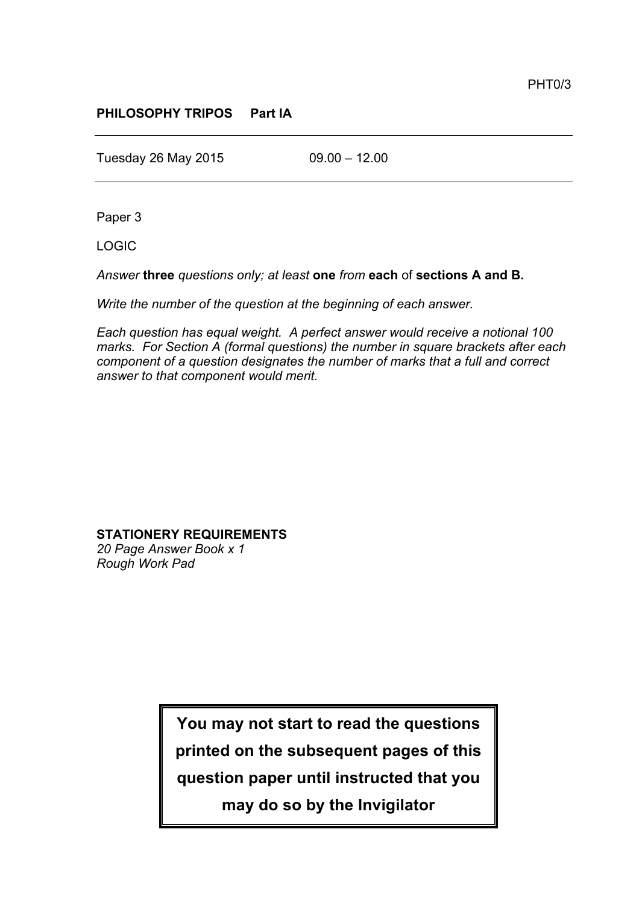PHT0/3

**PHILOSOPHY TRIPOS Part IA**

---

Tuesday 26 May 2015 09.00 – 12.00

---

Paper 3

LOGIC

*Answer* **three** *questions only; at least* **one** *from* **each** of **sections A and B.**

*Write the number of the question at the beginning of each answer.*

*Each question has equal weight. A perfect answer would receive a notional 100 marks. For Section A (formal questions) the number in square brackets after each component of a question designates the number of marks that a full and correct answer to that component would merit.*

**STATIONERY REQUIREMENTS**
*20 Page Answer Book x 1*
*Rough Work Pad*

**You may not start to read the questions printed on the subsequent pages of this question paper until instructed that you may do so by the Invigilator**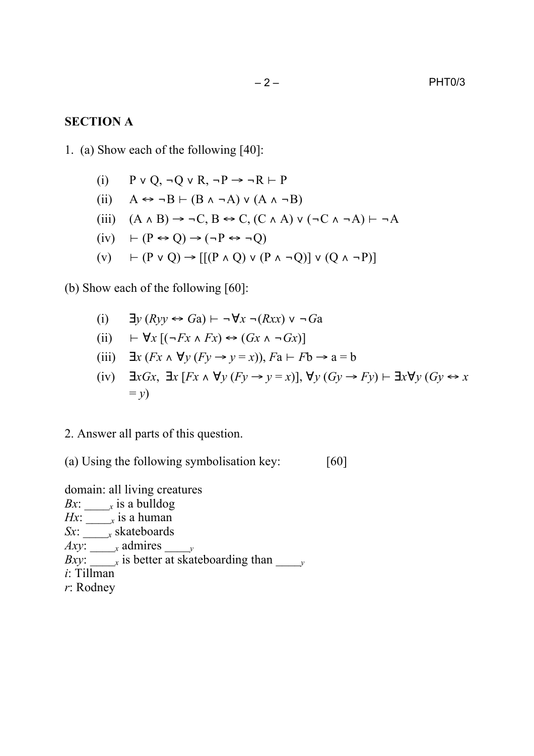## SECTION A

1. (a) Show each of the following [40]:

   (i) $P \lor Q, \neg Q \lor R, \neg P \to \neg R \vdash P$

   (ii) $A \leftrightarrow \neg B \vdash (B \land \neg A) \lor (A \land \neg B)$

   (iii) $(A \land B) \to \neg C, B \leftrightarrow C, (C \land A) \lor (\neg C \land \neg A) \vdash \neg A$

   (iv) $\vdash (P \leftrightarrow Q) \to (\neg P \leftrightarrow \neg Q)$

   (v) $\vdash (P \lor Q) \to [[(P \land Q) \lor (P \land \neg Q)] \lor (Q \land \neg P)]$

(b) Show each of the following [60]:

   (i) $\exists y\,(Ryy \leftrightarrow Ga) \vdash \neg\forall x\,\neg(Rxx) \lor \neg Ga$

   (ii) $\vdash \forall x\,[(\neg Fx \land Fx) \leftrightarrow (Gx \land \neg Gx)]$

   (iii) $\exists x\,(Fx \land \forall y\,(Fy \to y = x)), Fa \vdash Fb \to a = b$

   (iv) $\exists xGx,\ \exists x\,[Fx \land \forall y\,(Fy \to y = x)], \forall y\,(Gy \to Fy) \vdash \exists x\forall y\,(Gy \leftrightarrow x = y)$

2. Answer all parts of this question.

(a) Using the following symbolisation key: [60]

domain: all living creatures  
*Bx*: $\_\_\_\__x$ is a bulldog  
*Hx*: $\_\_\_\__x$ is a human  
*Sx*: $\_\_\_\__x$ skateboards  
*Axy*: $\_\_\_\__x$ admires $\_\_\_\__y$  
*Bxy*: $\_\_\_\__x$ is better at skateboarding than $\_\_\_\__y$  
*i*: Tillman  
*r*: Rodney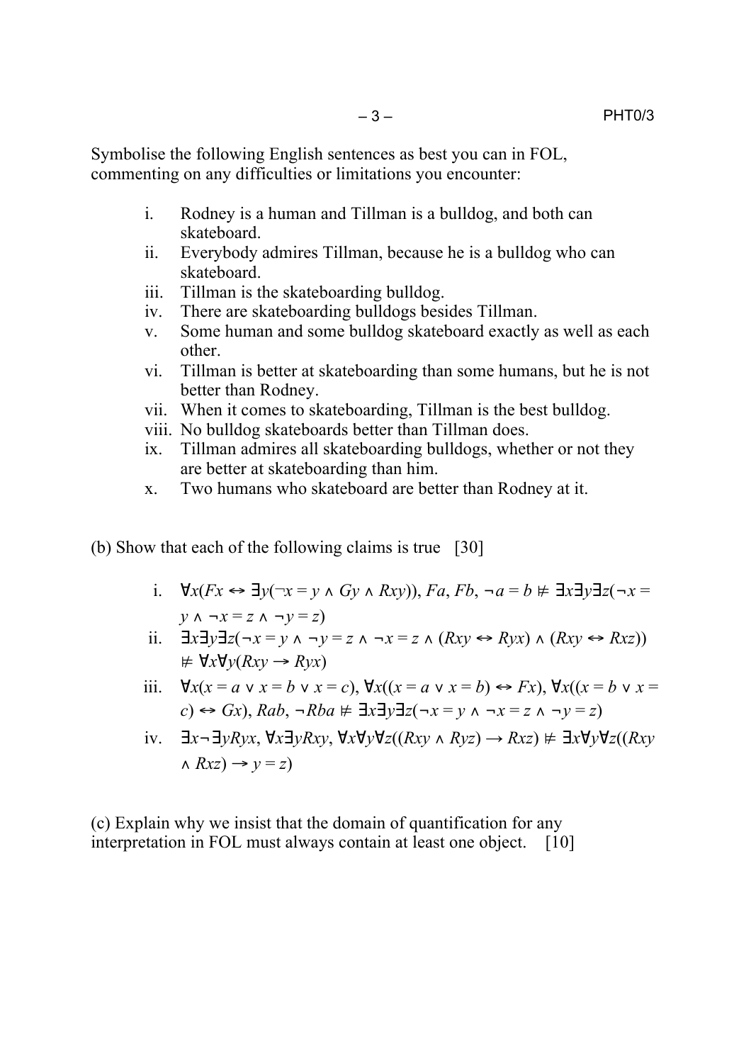Symbolise the following English sentences as best you can in FOL, commenting on any difficulties or limitations you encounter:

i. Rodney is a human and Tillman is a bulldog, and both can skateboard.
ii. Everybody admires Tillman, because he is a bulldog who can skateboard.
iii. Tillman is the skateboarding bulldog.
iv. There are skateboarding bulldogs besides Tillman.
v. Some human and some bulldog skateboard exactly as well as each other.
vi. Tillman is better at skateboarding than some humans, but he is not better than Rodney.
vii. When it comes to skateboarding, Tillman is the best bulldog.
viii. No bulldog skateboards better than Tillman does.
ix. Tillman admires all skateboarding bulldogs, whether or not they are better at skateboarding than him.
x. Two humans who skateboard are better than Rodney at it.

(b) Show that each of the following claims is true [30]

i. $\forall x(Fx \leftrightarrow \exists y(\neg x = y \wedge Gy \wedge Rxy))$, $Fa$, $Fb$, $\neg a = b \nvDash \exists x\exists y\exists z(\neg x = y \wedge \neg x = z \wedge \neg y = z)$

ii. $\exists x\exists y\exists z(\neg x = y \wedge \neg y = z \wedge \neg x = z \wedge (Rxy \leftrightarrow Ryx) \wedge (Rxy \leftrightarrow Rxz)) \nvDash \forall x\forall y(Rxy \rightarrow Ryx)$

iii. $\forall x(x = a \vee x = b \vee x = c)$, $\forall x((x = a \vee x = b) \leftrightarrow Fx)$, $\forall x((x = b \vee x = c) \leftrightarrow Gx)$, $Rab$, $\neg Rba \nvDash \exists x\exists y\exists z(\neg x = y \wedge \neg x = z \wedge \neg y = z)$

iv. $\exists x\neg\exists yRyx$, $\forall x\exists yRxy$, $\forall x\forall y\forall z((Rxy \wedge Ryz) \rightarrow Rxz) \nvDash \exists x\forall y\forall z((Rxy \wedge Rxz) \rightarrow y = z)$

(c) Explain why we insist that the domain of quantification for any interpretation in FOL must always contain at least one object. [10]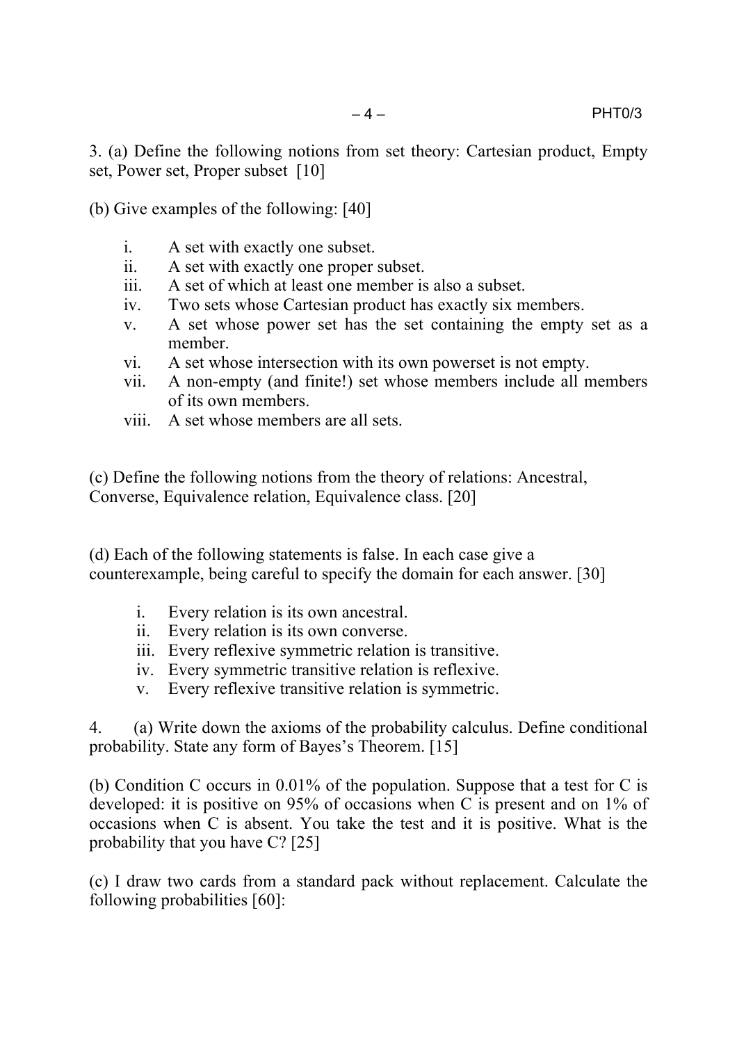3. (a) Define the following notions from set theory: Cartesian product, Empty set, Power set, Proper subset [10]

(b) Give examples of the following: [40]

i. A set with exactly one subset.
ii. A set with exactly one proper subset.
iii. A set of which at least one member is also a subset.
iv. Two sets whose Cartesian product has exactly six members.
v. A set whose power set has the set containing the empty set as a member.
vi. A set whose intersection with its own powerset is not empty.
vii. A non-empty (and finite!) set whose members include all members of its own members.
viii. A set whose members are all sets.

(c) Define the following notions from the theory of relations: Ancestral, Converse, Equivalence relation, Equivalence class. [20]

(d) Each of the following statements is false. In each case give a counterexample, being careful to specify the domain for each answer. [30]

i. Every relation is its own ancestral.
ii. Every relation is its own converse.
iii. Every reflexive symmetric relation is transitive.
iv. Every symmetric transitive relation is reflexive.
v. Every reflexive transitive relation is symmetric.

4. (a) Write down the axioms of the probability calculus. Define conditional probability. State any form of Bayes's Theorem. [15]

(b) Condition C occurs in 0.01% of the population. Suppose that a test for C is developed: it is positive on 95% of occasions when C is present and on 1% of occasions when C is absent. You take the test and it is positive. What is the probability that you have C? [25]

(c) I draw two cards from a standard pack without replacement. Calculate the following probabilities [60]: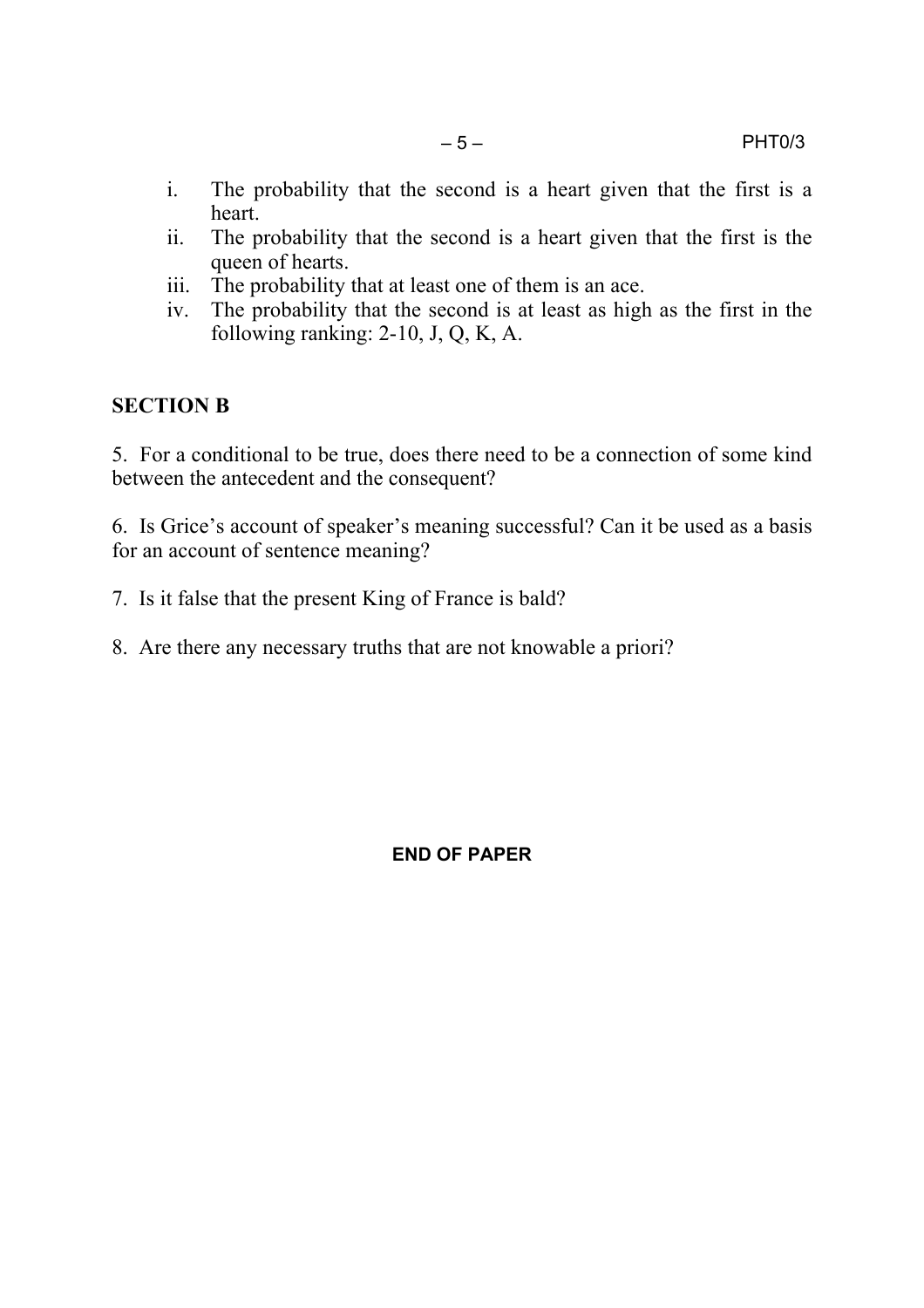i. The probability that the second is a heart given that the first is a heart.
ii. The probability that the second is a heart given that the first is the queen of hearts.
iii. The probability that at least one of them is an ace.
iv. The probability that the second is at least as high as the first in the following ranking: 2-10, J, Q, K, A.

## SECTION B

5. For a conditional to be true, does there need to be a connection of some kind between the antecedent and the consequent?

6. Is Grice's account of speaker's meaning successful? Can it be used as a basis for an account of sentence meaning?

7. Is it false that the present King of France is bald?

8. Are there any necessary truths that are not knowable a priori?

**END OF PAPER**